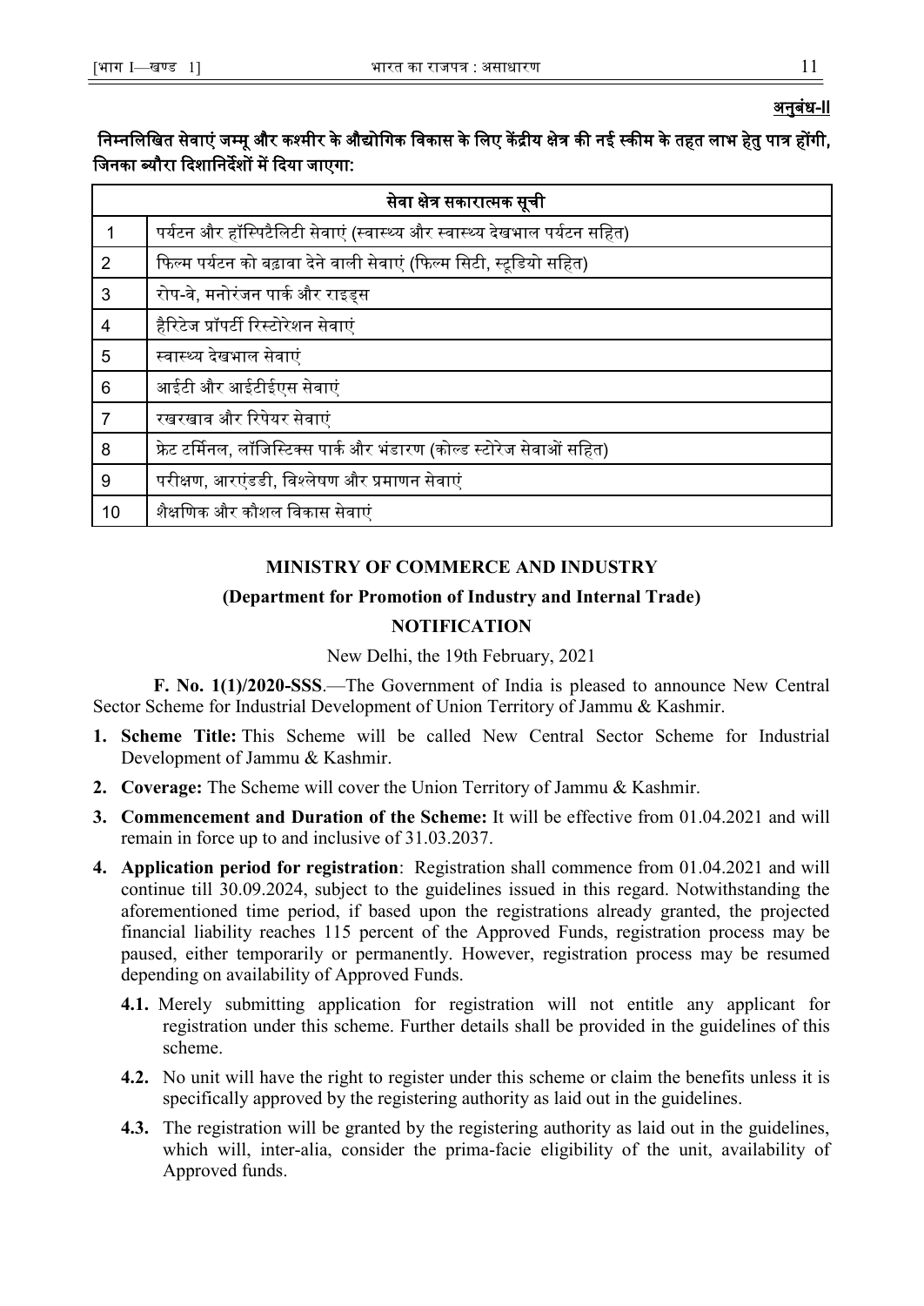**अनुबंध-II**

**निम्नलिखित सेवाएं जम्मू और कश्मीर के औद्योगिक विकास के लिए केंद्रीय क्षेत्र की नई स्कीम के तहत लाभ हेतु पात्र होंगी, जिनका ब्यौरा दिशानिर्देशों में दिया जाएगा:**

| सेवा क्षेत्र सकारात्मक सूची | |
|---|---|
| 1 | पर्यटन और हॉस्पिटैलिटी सेवाएं (स्वास्थ्य और स्वास्थ्य देखभाल पर्यटन सहित) |
| 2 | फिल्म पर्यटन को बढ़ावा देने वाली सेवाएं (फिल्म सिटी, स्टूडियो सहित) |
| 3 | रोप-वे, मनोरंजन पार्क और राइड्स |
| 4 | हैरिटेज प्रॉपर्टी रिस्टोरेशन सेवाएं |
| 5 | स्वास्थ्य देखभाल सेवाएं |
| 6 | आईटी और आईटीईएस सेवाएं |
| 7 | रखरखाव और रिपेयर सेवाएं |
| 8 | फ्रेट टर्मिनल, लॉजिस्टिक्स पार्क और भंडारण (कोल्ड स्टोरेज सेवाओं सहित) |
| 9 | परीक्षण, आरएंडडी, विश्लेषण और प्रमाणन सेवाएं |
| 10 | शैक्षणिक और कौशल विकास सेवाएं |

## MINISTRY OF COMMERCE AND INDUSTRY

### (Department for Promotion of Industry and Internal Trade)

### NOTIFICATION

New Delhi, the 19th February, 2021

**F. No. 1(1)/2020-SSS**.—The Government of India is pleased to announce New Central Sector Scheme for Industrial Development of Union Territory of Jammu & Kashmir.

1. **Scheme Title:** This Scheme will be called New Central Sector Scheme for Industrial Development of Jammu & Kashmir.
2. **Coverage:** The Scheme will cover the Union Territory of Jammu & Kashmir.
3. **Commencement and Duration of the Scheme:** It will be effective from 01.04.2021 and will remain in force up to and inclusive of 31.03.2037.
4. **Application period for registration**: Registration shall commence from 01.04.2021 and will continue till 30.09.2024, subject to the guidelines issued in this regard. Notwithstanding the aforementioned time period, if based upon the registrations already granted, the projected financial liability reaches 115 percent of the Approved Funds, registration process may be paused, either temporarily or permanently. However, registration process may be resumed depending on availability of Approved Funds.
   - **4.1.** Merely submitting application for registration will not entitle any applicant for registration under this scheme. Further details shall be provided in the guidelines of this scheme.
   - **4.2.** No unit will have the right to register under this scheme or claim the benefits unless it is specifically approved by the registering authority as laid out in the guidelines.
   - **4.3.** The registration will be granted by the registering authority as laid out in the guidelines, which will, inter-alia, consider the prima-facie eligibility of the unit, availability of Approved funds.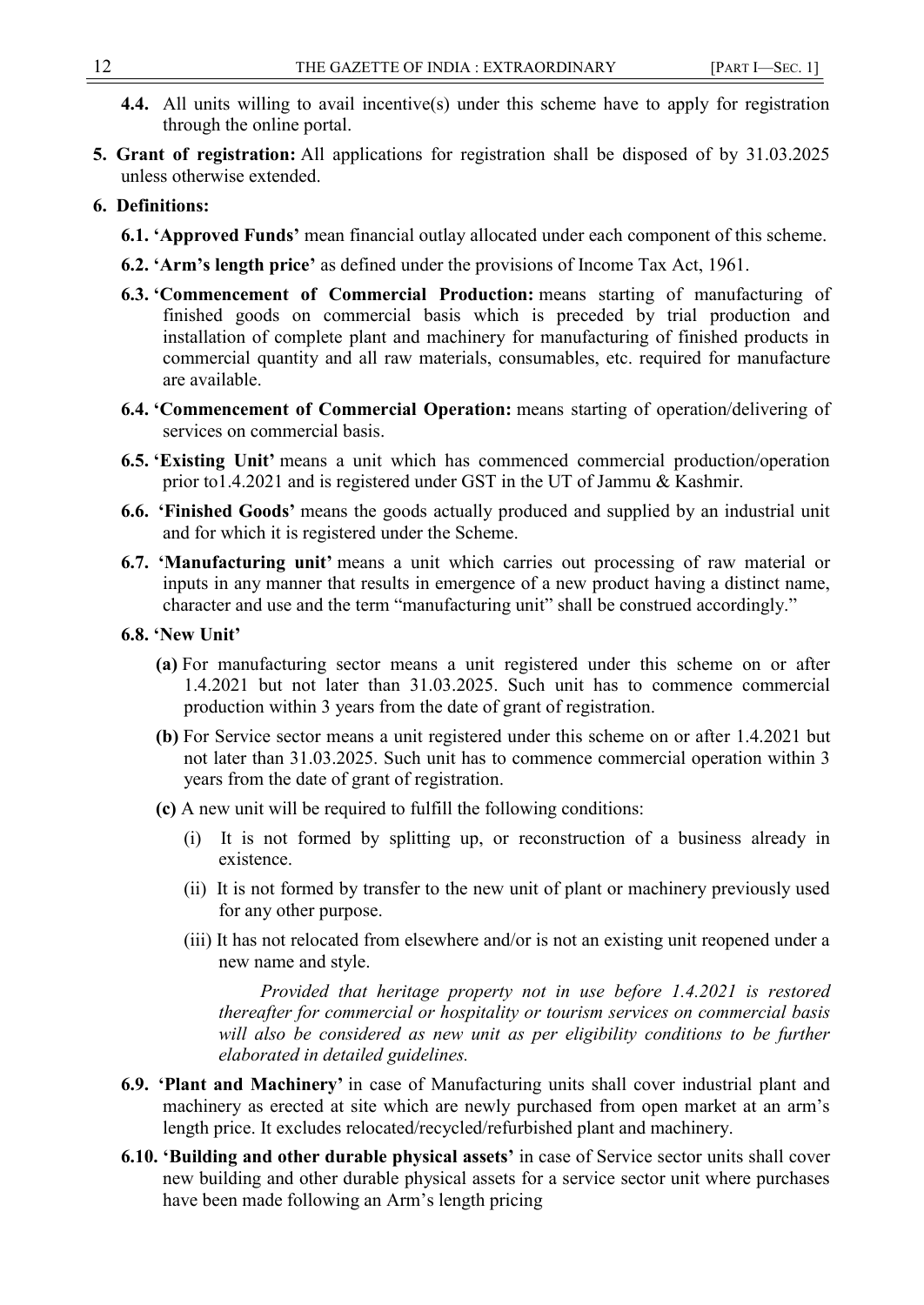**4.4.** All units willing to avail incentive(s) under this scheme have to apply for registration through the online portal.

**5. Grant of registration:** All applications for registration shall be disposed of by 31.03.2025 unless otherwise extended.

**6. Definitions:**

**6.1. 'Approved Funds'** mean financial outlay allocated under each component of this scheme.

**6.2. 'Arm's length price'** as defined under the provisions of Income Tax Act, 1961.

**6.3. 'Commencement of Commercial Production:** means starting of manufacturing of finished goods on commercial basis which is preceded by trial production and installation of complete plant and machinery for manufacturing of finished products in commercial quantity and all raw materials, consumables, etc. required for manufacture are available.

**6.4. 'Commencement of Commercial Operation:** means starting of operation/delivering of services on commercial basis.

**6.5. 'Existing Unit'** means a unit which has commenced commercial production/operation prior to1.4.2021 and is registered under GST in the UT of Jammu & Kashmir.

**6.6. 'Finished Goods'** means the goods actually produced and supplied by an industrial unit and for which it is registered under the Scheme.

**6.7. 'Manufacturing unit'** means a unit which carries out processing of raw material or inputs in any manner that results in emergence of a new product having a distinct name, character and use and the term "manufacturing unit" shall be construed accordingly."

**6.8. 'New Unit'**

**(a)** For manufacturing sector means a unit registered under this scheme on or after 1.4.2021 but not later than 31.03.2025. Such unit has to commence commercial production within 3 years from the date of grant of registration.

**(b)** For Service sector means a unit registered under this scheme on or after 1.4.2021 but not later than 31.03.2025. Such unit has to commence commercial operation within 3 years from the date of grant of registration.

**(c)** A new unit will be required to fulfill the following conditions:

(i) It is not formed by splitting up, or reconstruction of a business already in existence.

(ii) It is not formed by transfer to the new unit of plant or machinery previously used for any other purpose.

(iii) It has not relocated from elsewhere and/or is not an existing unit reopened under a new name and style.

*Provided that heritage property not in use before 1.4.2021 is restored thereafter for commercial or hospitality or tourism services on commercial basis will also be considered as new unit as per eligibility conditions to be further elaborated in detailed guidelines.*

**6.9. 'Plant and Machinery'** in case of Manufacturing units shall cover industrial plant and machinery as erected at site which are newly purchased from open market at an arm's length price. It excludes relocated/recycled/refurbished plant and machinery.

**6.10. 'Building and other durable physical assets'** in case of Service sector units shall cover new building and other durable physical assets for a service sector unit where purchases have been made following an Arm's length pricing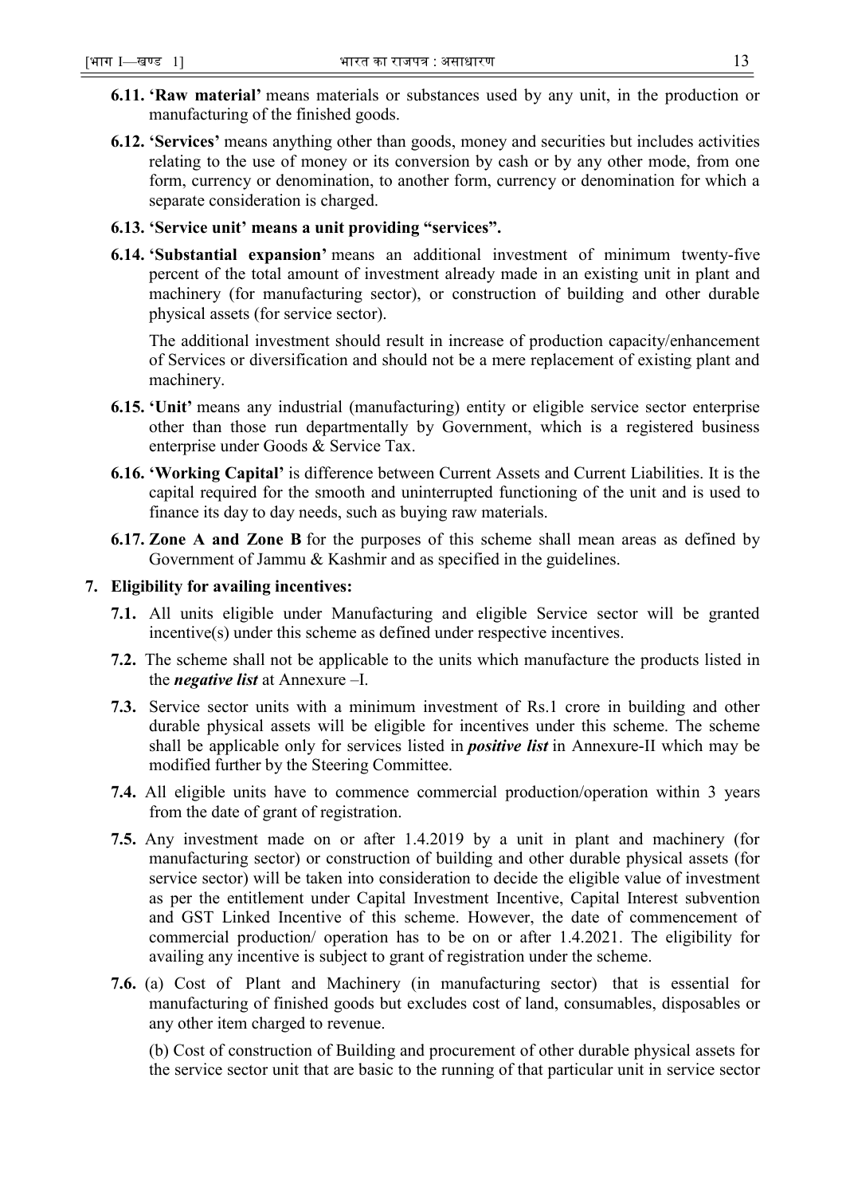- **6.11. 'Raw material'** means materials or substances used by any unit, in the production or manufacturing of the finished goods.

- **6.12. 'Services'** means anything other than goods, money and securities but includes activities relating to the use of money or its conversion by cash or by any other mode, from one form, currency or denomination, to another form, currency or denomination for which a separate consideration is charged.

- **6.13. 'Service unit' means a unit providing "services".**

- **6.14. 'Substantial expansion'** means an additional investment of minimum twenty-five percent of the total amount of investment already made in an existing unit in plant and machinery (for manufacturing sector), or construction of building and other durable physical assets (for service sector).

  The additional investment should result in increase of production capacity/enhancement of Services or diversification and should not be a mere replacement of existing plant and machinery.

- **6.15. 'Unit'** means any industrial (manufacturing) entity or eligible service sector enterprise other than those run departmentally by Government, which is a registered business enterprise under Goods & Service Tax.

- **6.16. 'Working Capital'** is difference between Current Assets and Current Liabilities. It is the capital required for the smooth and uninterrupted functioning of the unit and is used to finance its day to day needs, such as buying raw materials.

- **6.17. Zone A and Zone B** for the purposes of this scheme shall mean areas as defined by Government of Jammu & Kashmir and as specified in the guidelines.

**7. Eligibility for availing incentives:**

- **7.1.** All units eligible under Manufacturing and eligible Service sector will be granted incentive(s) under this scheme as defined under respective incentives.

- **7.2.** The scheme shall not be applicable to the units which manufacture the products listed in the ***negative list*** at Annexure –I.

- **7.3.** Service sector units with a minimum investment of Rs.1 crore in building and other durable physical assets will be eligible for incentives under this scheme. The scheme shall be applicable only for services listed in ***positive list*** in Annexure-II which may be modified further by the Steering Committee.

- **7.4.** All eligible units have to commence commercial production/operation within 3 years from the date of grant of registration.

- **7.5.** Any investment made on or after 1.4.2019 by a unit in plant and machinery (for manufacturing sector) or construction of building and other durable physical assets (for service sector) will be taken into consideration to decide the eligible value of investment as per the entitlement under Capital Investment Incentive, Capital Interest subvention and GST Linked Incentive of this scheme. However, the date of commencement of commercial production/ operation has to be on or after 1.4.2021. The eligibility for availing any incentive is subject to grant of registration under the scheme.

- **7.6.** (a) Cost of Plant and Machinery (in manufacturing sector) that is essential for manufacturing of finished goods but excludes cost of land, consumables, disposables or any other item charged to revenue.

  (b) Cost of construction of Building and procurement of other durable physical assets for the service sector unit that are basic to the running of that particular unit in service sector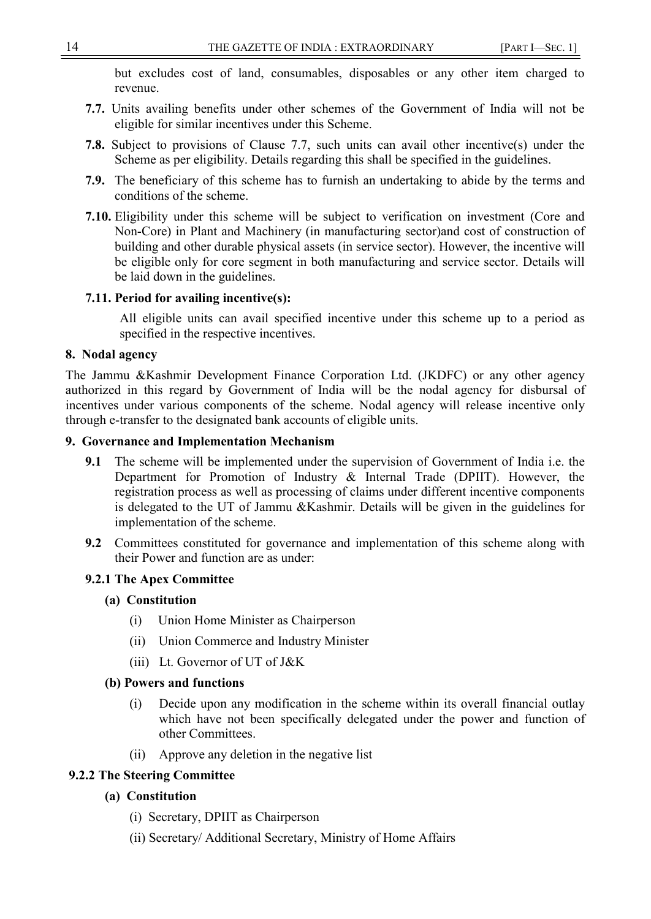but excludes cost of land, consumables, disposables or any other item charged to revenue.

**7.7.** Units availing benefits under other schemes of the Government of India will not be eligible for similar incentives under this Scheme.

**7.8.** Subject to provisions of Clause 7.7, such units can avail other incentive(s) under the Scheme as per eligibility. Details regarding this shall be specified in the guidelines.

**7.9.** The beneficiary of this scheme has to furnish an undertaking to abide by the terms and conditions of the scheme.

**7.10.** Eligibility under this scheme will be subject to verification on investment (Core and Non-Core) in Plant and Machinery (in manufacturing sector)and cost of construction of building and other durable physical assets (in service sector). However, the incentive will be eligible only for core segment in both manufacturing and service sector. Details will be laid down in the guidelines.

**7.11. Period for availing incentive(s):**

All eligible units can avail specified incentive under this scheme up to a period as specified in the respective incentives.

**8. Nodal agency**

The Jammu &Kashmir Development Finance Corporation Ltd. (JKDFC) or any other agency authorized in this regard by Government of India will be the nodal agency for disbursal of incentives under various components of the scheme. Nodal agency will release incentive only through e-transfer to the designated bank accounts of eligible units.

**9. Governance and Implementation Mechanism**

**9.1** The scheme will be implemented under the supervision of Government of India i.e. the Department for Promotion of Industry & Internal Trade (DPIIT). However, the registration process as well as processing of claims under different incentive components is delegated to the UT of Jammu &Kashmir. Details will be given in the guidelines for implementation of the scheme.

**9.2** Committees constituted for governance and implementation of this scheme along with their Power and function are as under:

**9.2.1 The Apex Committee**

**(a) Constitution**

(i) Union Home Minister as Chairperson

(ii) Union Commerce and Industry Minister

(iii) Lt. Governor of UT of J&K

**(b) Powers and functions**

(i) Decide upon any modification in the scheme within its overall financial outlay which have not been specifically delegated under the power and function of other Committees.

(ii) Approve any deletion in the negative list

**9.2.2 The Steering Committee**

**(a) Constitution**

(i) Secretary, DPIIT as Chairperson

(ii) Secretary/ Additional Secretary, Ministry of Home Affairs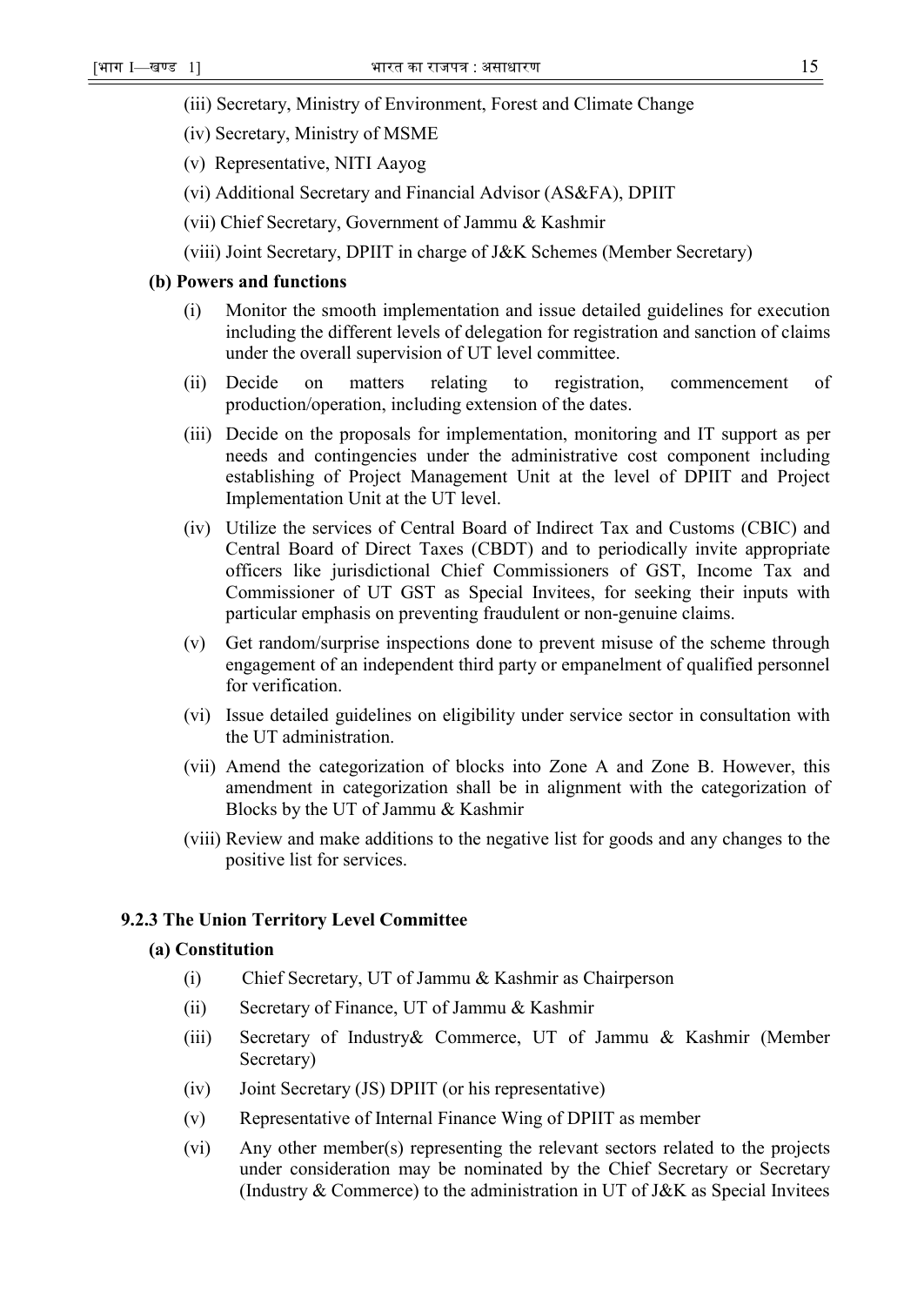(iii) Secretary, Ministry of Environment, Forest and Climate Change

(iv) Secretary, Ministry of MSME

(v) Representative, NITI Aayog

(vi) Additional Secretary and Financial Advisor (AS&FA), DPIIT

(vii) Chief Secretary, Government of Jammu & Kashmir

(viii) Joint Secretary, DPIIT in charge of J&K Schemes (Member Secretary)

**(b) Powers and functions**

(i) Monitor the smooth implementation and issue detailed guidelines for execution including the different levels of delegation for registration and sanction of claims under the overall supervision of UT level committee.

(ii) Decide on matters relating to registration, commencement of production/operation, including extension of the dates.

(iii) Decide on the proposals for implementation, monitoring and IT support as per needs and contingencies under the administrative cost component including establishing of Project Management Unit at the level of DPIIT and Project Implementation Unit at the UT level.

(iv) Utilize the services of Central Board of Indirect Tax and Customs (CBIC) and Central Board of Direct Taxes (CBDT) and to periodically invite appropriate officers like jurisdictional Chief Commissioners of GST, Income Tax and Commissioner of UT GST as Special Invitees, for seeking their inputs with particular emphasis on preventing fraudulent or non-genuine claims.

(v) Get random/surprise inspections done to prevent misuse of the scheme through engagement of an independent third party or empanelment of qualified personnel for verification.

(vi) Issue detailed guidelines on eligibility under service sector in consultation with the UT administration.

(vii) Amend the categorization of blocks into Zone A and Zone B. However, this amendment in categorization shall be in alignment with the categorization of Blocks by the UT of Jammu & Kashmir

(viii) Review and make additions to the negative list for goods and any changes to the positive list for services.

**9.2.3 The Union Territory Level Committee**

**(a) Constitution**

(i) Chief Secretary, UT of Jammu & Kashmir as Chairperson

(ii) Secretary of Finance, UT of Jammu & Kashmir

(iii) Secretary of Industry& Commerce, UT of Jammu & Kashmir (Member Secretary)

(iv) Joint Secretary (JS) DPIIT (or his representative)

(v) Representative of Internal Finance Wing of DPIIT as member

(vi) Any other member(s) representing the relevant sectors related to the projects under consideration may be nominated by the Chief Secretary or Secretary (Industry & Commerce) to the administration in UT of J&K as Special Invitees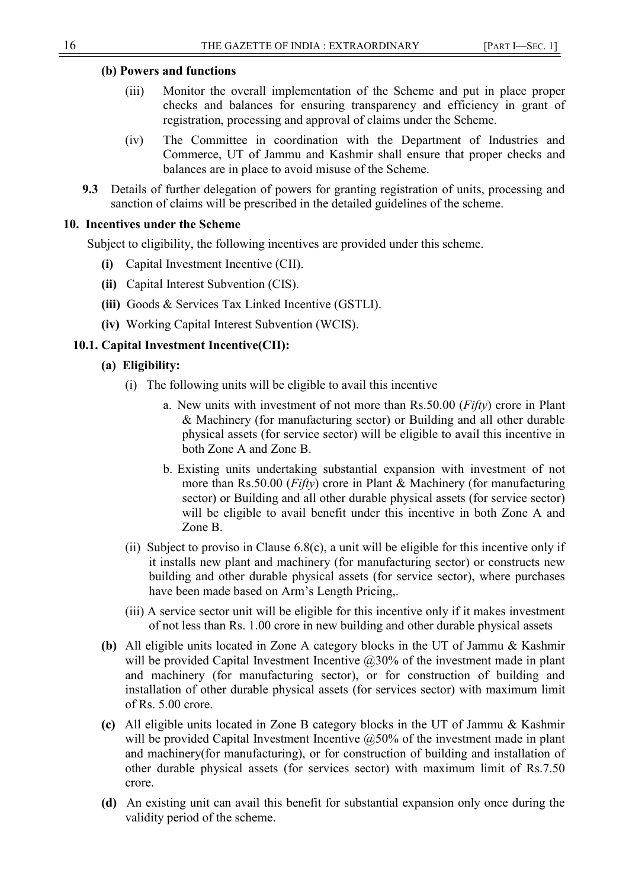**(b) Powers and functions**

(iii) Monitor the overall implementation of the Scheme and put in place proper checks and balances for ensuring transparency and efficiency in grant of registration, processing and approval of claims under the Scheme.

(iv) The Committee in coordination with the Department of Industries and Commerce, UT of Jammu and Kashmir shall ensure that proper checks and balances are in place to avoid misuse of the Scheme.

**9.3** Details of further delegation of powers for granting registration of units, processing and sanction of claims will be prescribed in the detailed guidelines of the scheme.

**10. Incentives under the Scheme**

Subject to eligibility, the following incentives are provided under this scheme.

**(i)** Capital Investment Incentive (CII).

**(ii)** Capital Interest Subvention (CIS).

**(iii)** Goods & Services Tax Linked Incentive (GSTLI).

**(iv)** Working Capital Interest Subvention (WCIS).

**10.1. Capital Investment Incentive(CII):**

**(a) Eligibility:**

(i) The following units will be eligible to avail this incentive

a. New units with investment of not more than Rs.50.00 (*Fifty*) crore in Plant & Machinery (for manufacturing sector) or Building and all other durable physical assets (for service sector) will be eligible to avail this incentive in both Zone A and Zone B.

b. Existing units undertaking substantial expansion with investment of not more than Rs.50.00 (*Fifty*) crore in Plant & Machinery (for manufacturing sector) or Building and all other durable physical assets (for service sector) will be eligible to avail benefit under this incentive in both Zone A and Zone B.

(ii) Subject to proviso in Clause 6.8(c), a unit will be eligible for this incentive only if it installs new plant and machinery (for manufacturing sector) or constructs new building and other durable physical assets (for service sector), where purchases have been made based on Arm's Length Pricing,.

(iii) A service sector unit will be eligible for this incentive only if it makes investment of not less than Rs. 1.00 crore in new building and other durable physical assets

**(b)** All eligible units located in Zone A category blocks in the UT of Jammu & Kashmir will be provided Capital Investment Incentive @30% of the investment made in plant and machinery (for manufacturing sector), or for construction of building and installation of other durable physical assets (for services sector) with maximum limit of Rs. 5.00 crore.

**(c)** All eligible units located in Zone B category blocks in the UT of Jammu & Kashmir will be provided Capital Investment Incentive @50% of the investment made in plant and machinery(for manufacturing), or for construction of building and installation of other durable physical assets (for services sector) with maximum limit of Rs.7.50 crore.

**(d)** An existing unit can avail this benefit for substantial expansion only once during the validity period of the scheme.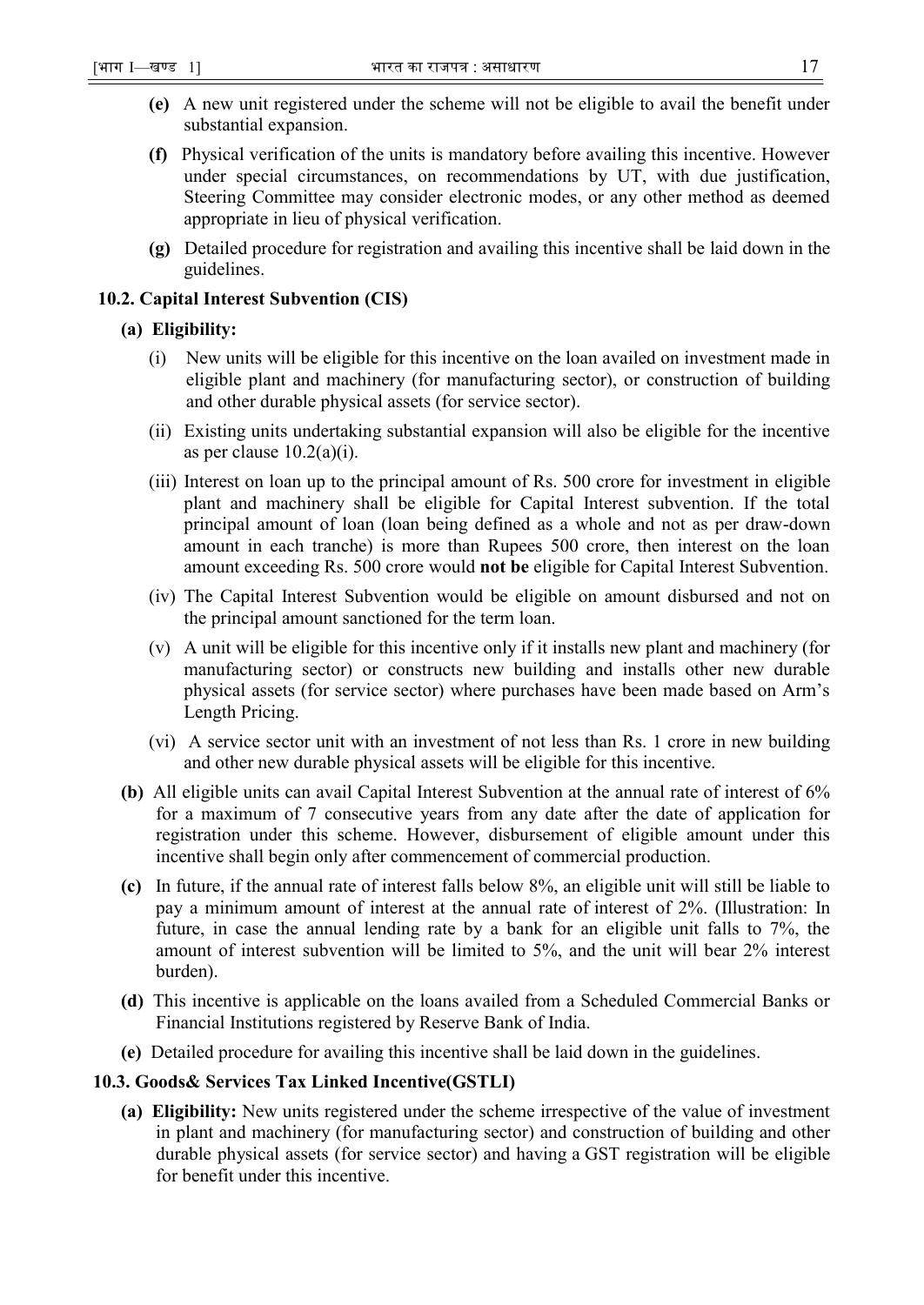**(e)** A new unit registered under the scheme will not be eligible to avail the benefit under substantial expansion.

**(f)** Physical verification of the units is mandatory before availing this incentive. However under special circumstances, on recommendations by UT, with due justification, Steering Committee may consider electronic modes, or any other method as deemed appropriate in lieu of physical verification.

**(g)** Detailed procedure for registration and availing this incentive shall be laid down in the guidelines.

**10.2. Capital Interest Subvention (CIS)**

**(a) Eligibility:**

(i) New units will be eligible for this incentive on the loan availed on investment made in eligible plant and machinery (for manufacturing sector), or construction of building and other durable physical assets (for service sector).

(ii) Existing units undertaking substantial expansion will also be eligible for the incentive as per clause 10.2(a)(i).

(iii) Interest on loan up to the principal amount of Rs. 500 crore for investment in eligible plant and machinery shall be eligible for Capital Interest subvention. If the total principal amount of loan (loan being defined as a whole and not as per draw-down amount in each tranche) is more than Rupees 500 crore, then interest on the loan amount exceeding Rs. 500 crore would **not be** eligible for Capital Interest Subvention.

(iv) The Capital Interest Subvention would be eligible on amount disbursed and not on the principal amount sanctioned for the term loan.

(v) A unit will be eligible for this incentive only if it installs new plant and machinery (for manufacturing sector) or constructs new building and installs other new durable physical assets (for service sector) where purchases have been made based on Arm's Length Pricing.

(vi) A service sector unit with an investment of not less than Rs. 1 crore in new building and other new durable physical assets will be eligible for this incentive.

**(b)** All eligible units can avail Capital Interest Subvention at the annual rate of interest of 6% for a maximum of 7 consecutive years from any date after the date of application for registration under this scheme. However, disbursement of eligible amount under this incentive shall begin only after commencement of commercial production.

**(c)** In future, if the annual rate of interest falls below 8%, an eligible unit will still be liable to pay a minimum amount of interest at the annual rate of interest of 2%. (Illustration: In future, in case the annual lending rate by a bank for an eligible unit falls to 7%, the amount of interest subvention will be limited to 5%, and the unit will bear 2% interest burden).

**(d)** This incentive is applicable on the loans availed from a Scheduled Commercial Banks or Financial Institutions registered by Reserve Bank of India.

**(e)** Detailed procedure for availing this incentive shall be laid down in the guidelines.

**10.3. Goods& Services Tax Linked Incentive(GSTLI)**

**(a) Eligibility:** New units registered under the scheme irrespective of the value of investment in plant and machinery (for manufacturing sector) and construction of building and other durable physical assets (for service sector) and having a GST registration will be eligible for benefit under this incentive.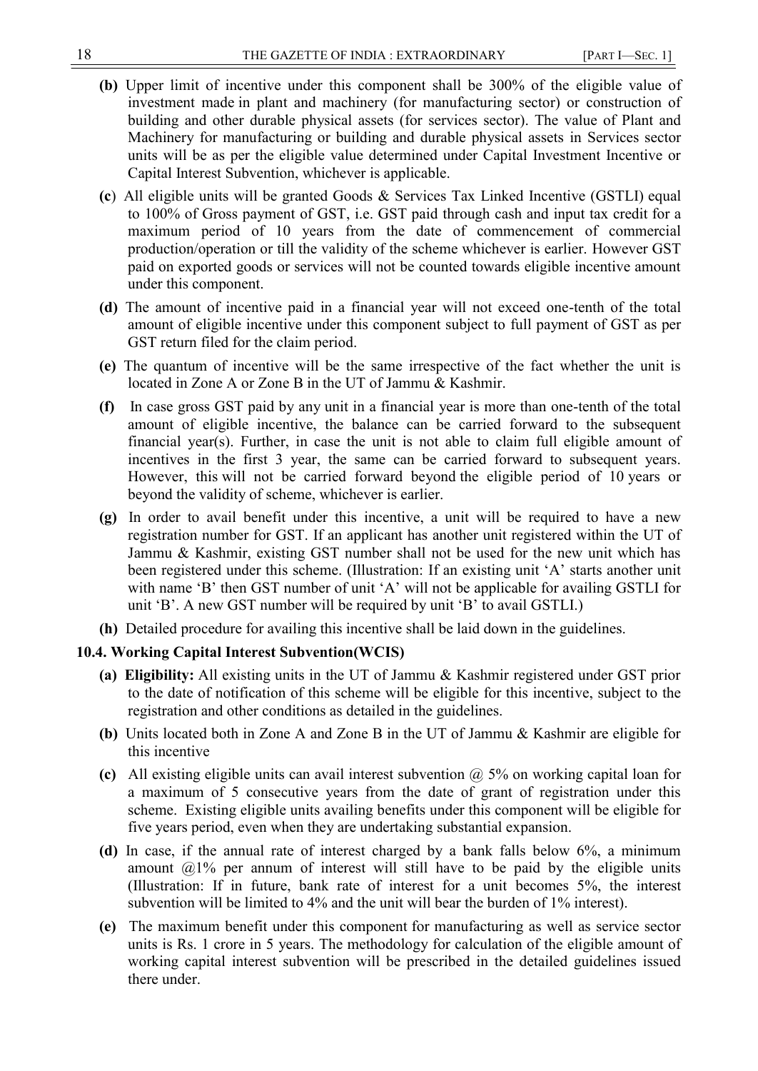- **(b)** Upper limit of incentive under this component shall be 300% of the eligible value of investment made in plant and machinery (for manufacturing sector) or construction of building and other durable physical assets (for services sector). The value of Plant and Machinery for manufacturing or building and durable physical assets in Services sector units will be as per the eligible value determined under Capital Investment Incentive or Capital Interest Subvention, whichever is applicable.
- **(c)** All eligible units will be granted Goods & Services Tax Linked Incentive (GSTLI) equal to 100% of Gross payment of GST, i.e. GST paid through cash and input tax credit for a maximum period of 10 years from the date of commencement of commercial production/operation or till the validity of the scheme whichever is earlier. However GST paid on exported goods or services will not be counted towards eligible incentive amount under this component.
- **(d)** The amount of incentive paid in a financial year will not exceed one-tenth of the total amount of eligible incentive under this component subject to full payment of GST as per GST return filed for the claim period.
- **(e)** The quantum of incentive will be the same irrespective of the fact whether the unit is located in Zone A or Zone B in the UT of Jammu & Kashmir.
- **(f)** In case gross GST paid by any unit in a financial year is more than one-tenth of the total amount of eligible incentive, the balance can be carried forward to the subsequent financial year(s). Further, in case the unit is not able to claim full eligible amount of incentives in the first 3 year, the same can be carried forward to subsequent years. However, this will not be carried forward beyond the eligible period of 10 years or beyond the validity of scheme, whichever is earlier.
- **(g)** In order to avail benefit under this incentive, a unit will be required to have a new registration number for GST. If an applicant has another unit registered within the UT of Jammu & Kashmir, existing GST number shall not be used for the new unit which has been registered under this scheme. (Illustration: If an existing unit 'A' starts another unit with name 'B' then GST number of unit 'A' will not be applicable for availing GSTLI for unit 'B'. A new GST number will be required by unit 'B' to avail GSTLI.)
- **(h)** Detailed procedure for availing this incentive shall be laid down in the guidelines.

**10.4. Working Capital Interest Subvention(WCIS)**

- **(a) Eligibility:** All existing units in the UT of Jammu & Kashmir registered under GST prior to the date of notification of this scheme will be eligible for this incentive, subject to the registration and other conditions as detailed in the guidelines.
- **(b)** Units located both in Zone A and Zone B in the UT of Jammu & Kashmir are eligible for this incentive
- **(c)** All existing eligible units can avail interest subvention @ 5% on working capital loan for a maximum of 5 consecutive years from the date of grant of registration under this scheme. Existing eligible units availing benefits under this component will be eligible for five years period, even when they are undertaking substantial expansion.
- **(d)** In case, if the annual rate of interest charged by a bank falls below 6%, a minimum amount @1% per annum of interest will still have to be paid by the eligible units (Illustration: If in future, bank rate of interest for a unit becomes 5%, the interest subvention will be limited to 4% and the unit will bear the burden of 1% interest).
- **(e)** The maximum benefit under this component for manufacturing as well as service sector units is Rs. 1 crore in 5 years. The methodology for calculation of the eligible amount of working capital interest subvention will be prescribed in the detailed guidelines issued there under.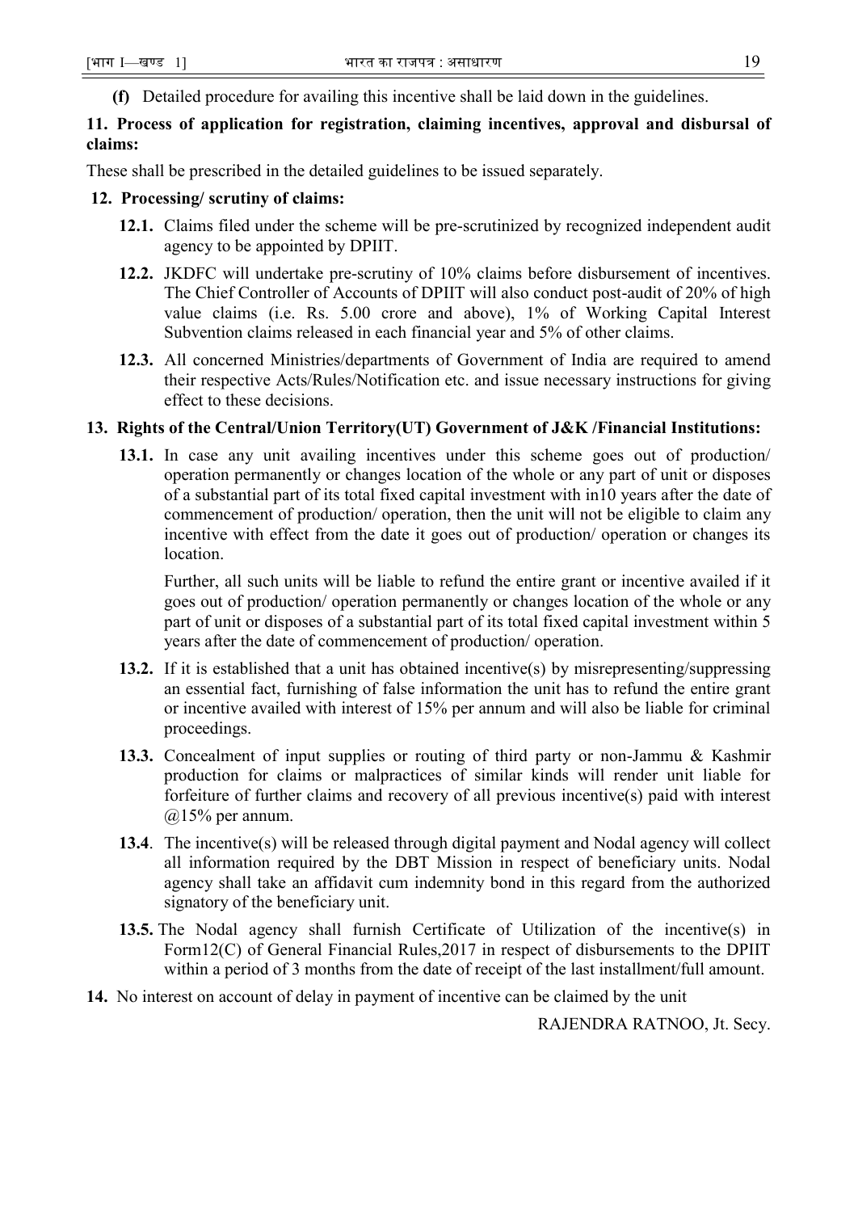**(f)** Detailed procedure for availing this incentive shall be laid down in the guidelines.

**11. Process of application for registration, claiming incentives, approval and disbursal of claims:**

These shall be prescribed in the detailed guidelines to be issued separately.

**12. Processing/ scrutiny of claims:**

**12.1.** Claims filed under the scheme will be pre-scrutinized by recognized independent audit agency to be appointed by DPIIT.

**12.2.** JKDFC will undertake pre-scrutiny of 10% claims before disbursement of incentives. The Chief Controller of Accounts of DPIIT will also conduct post-audit of 20% of high value claims (i.e. Rs. 5.00 crore and above), 1% of Working Capital Interest Subvention claims released in each financial year and 5% of other claims.

**12.3.** All concerned Ministries/departments of Government of India are required to amend their respective Acts/Rules/Notification etc. and issue necessary instructions for giving effect to these decisions.

**13. Rights of the Central/Union Territory(UT) Government of J&K /Financial Institutions:**

**13.1.** In case any unit availing incentives under this scheme goes out of production/ operation permanently or changes location of the whole or any part of unit or disposes of a substantial part of its total fixed capital investment with in10 years after the date of commencement of production/ operation, then the unit will not be eligible to claim any incentive with effect from the date it goes out of production/ operation or changes its location.

Further, all such units will be liable to refund the entire grant or incentive availed if it goes out of production/ operation permanently or changes location of the whole or any part of unit or disposes of a substantial part of its total fixed capital investment within 5 years after the date of commencement of production/ operation.

**13.2.** If it is established that a unit has obtained incentive(s) by misrepresenting/suppressing an essential fact, furnishing of false information the unit has to refund the entire grant or incentive availed with interest of 15% per annum and will also be liable for criminal proceedings.

**13.3.** Concealment of input supplies or routing of third party or non-Jammu & Kashmir production for claims or malpractices of similar kinds will render unit liable for forfeiture of further claims and recovery of all previous incentive(s) paid with interest @15% per annum.

**13.4**. The incentive(s) will be released through digital payment and Nodal agency will collect all information required by the DBT Mission in respect of beneficiary units. Nodal agency shall take an affidavit cum indemnity bond in this regard from the authorized signatory of the beneficiary unit.

**13.5.** The Nodal agency shall furnish Certificate of Utilization of the incentive(s) in Form12(C) of General Financial Rules,2017 in respect of disbursements to the DPIIT within a period of 3 months from the date of receipt of the last installment/full amount.

**14.** No interest on account of delay in payment of incentive can be claimed by the unit

RAJENDRA RATNOO, Jt. Secy.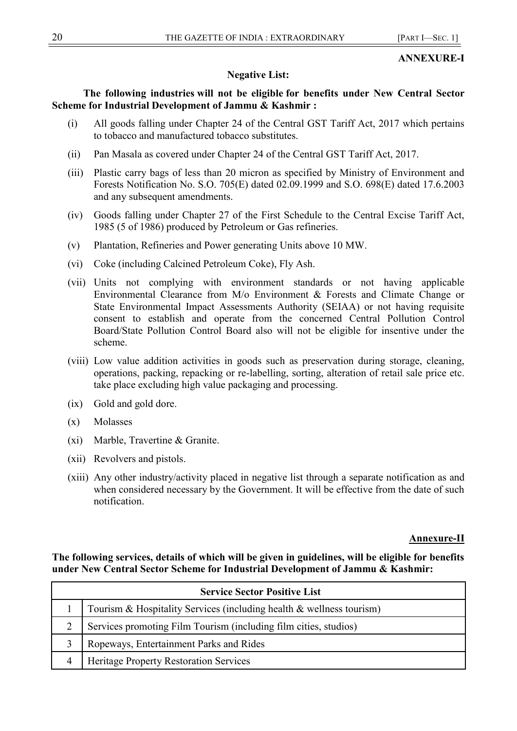**ANNEXURE-I**

**Negative List:**

**The following industries will not be eligible for benefits under New Central Sector Scheme for Industrial Development of Jammu & Kashmir :**

(i) All goods falling under Chapter 24 of the Central GST Tariff Act, 2017 which pertains to tobacco and manufactured tobacco substitutes.

(ii) Pan Masala as covered under Chapter 24 of the Central GST Tariff Act, 2017.

(iii) Plastic carry bags of less than 20 micron as specified by Ministry of Environment and Forests Notification No. S.O. 705(E) dated 02.09.1999 and S.O. 698(E) dated 17.6.2003 and any subsequent amendments.

(iv) Goods falling under Chapter 27 of the First Schedule to the Central Excise Tariff Act, 1985 (5 of 1986) produced by Petroleum or Gas refineries.

(v) Plantation, Refineries and Power generating Units above 10 MW.

(vi) Coke (including Calcined Petroleum Coke), Fly Ash.

(vii) Units not complying with environment standards or not having applicable Environmental Clearance from M/o Environment & Forests and Climate Change or State Environmental Impact Assessments Authority (SEIAA) or not having requisite consent to establish and operate from the concerned Central Pollution Control Board/State Pollution Control Board also will not be eligible for insentive under the scheme.

(viii) Low value addition activities in goods such as preservation during storage, cleaning, operations, packing, repacking or re-labelling, sorting, alteration of retail sale price etc. take place excluding high value packaging and processing.

(ix) Gold and gold dore.

(x) Molasses

(xi) Marble, Travertine & Granite.

(xii) Revolvers and pistols.

(xiii) Any other industry/activity placed in negative list through a separate notification as and when considered necessary by the Government. It will be effective from the date of such notification.

**Annexure-II**

**The following services, details of which will be given in guidelines, will be eligible for benefits under New Central Sector Scheme for Industrial Development of Jammu & Kashmir:**

| **Service Sector Positive List** | |
|---|---|
| 1 | Tourism & Hospitality Services (including health & wellness tourism) |
| 2 | Services promoting Film Tourism (including film cities, studios) |
| 3 | Ropeways, Entertainment Parks and Rides |
| 4 | Heritage Property Restoration Services |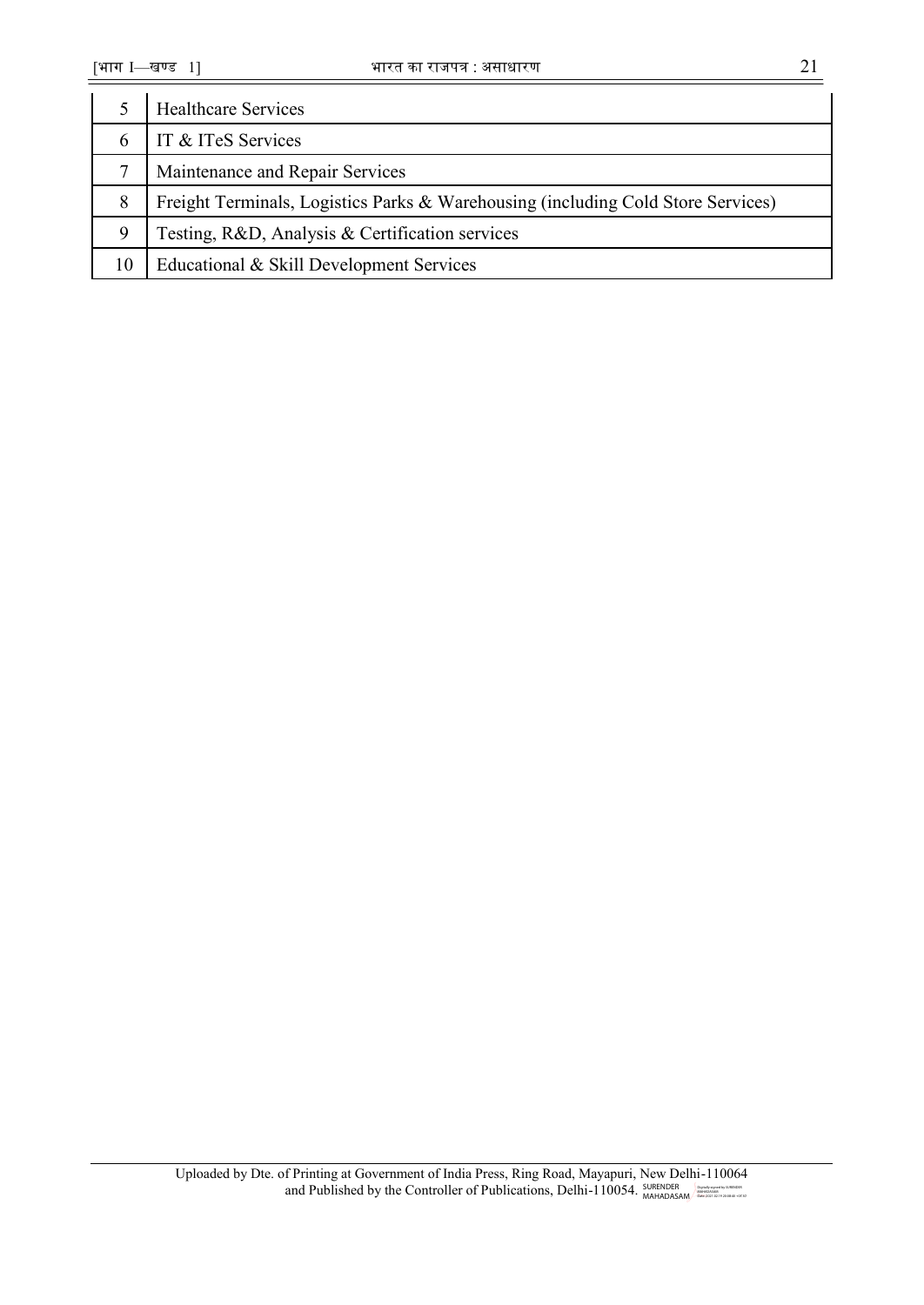| | |
|---|---|
| 5 | Healthcare Services |
| 6 | IT & ITeS Services |
| 7 | Maintenance and Repair Services |
| 8 | Freight Terminals, Logistics Parks & Warehousing (including Cold Store Services) |
| 9 | Testing, R&D, Analysis & Certification services |
| 10 | Educational & Skill Development Services |

Uploaded by Dte. of Printing at Government of India Press, Ring Road, Mayapuri, New Delhi-110064 and Published by the Controller of Publications, Delhi-110054.